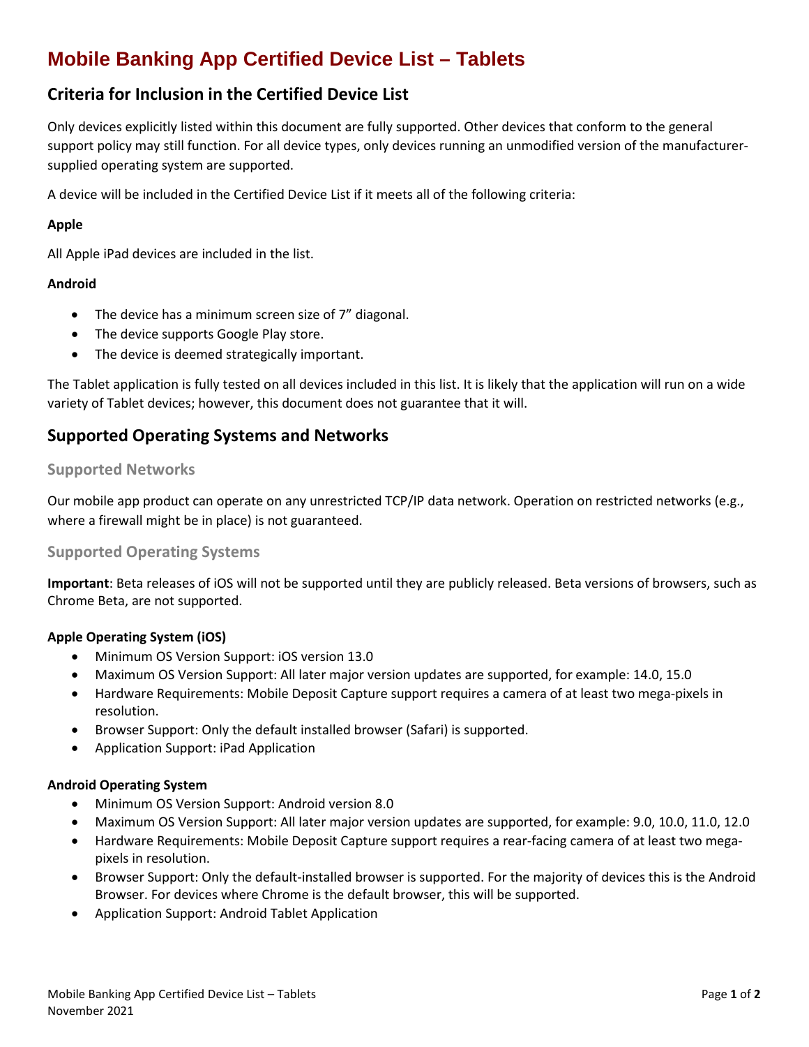# Mobile Banking App Certified Device List – Tablets

## Criteria for Inclusion in the Certified Device List

Only devices explicitly listed within this document are fully supported. Other devices that conform to the general support policy may still function. For all device types, only devices running an unmodified version of the manufacturer-supplied operating system are supported.

A device will be included in the Certified Device List if it meets all of the following criteria:

**Apple**

All Apple iPad devices are included in the list.

**Android**

- The device has a minimum screen size of 7” diagonal.
- The device supports Google Play store.
- The device is deemed strategically important.

The Tablet application is fully tested on all devices included in this list. It is likely that the application will run on a wide variety of Tablet devices; however, this document does not guarantee that it will.

## Supported Operating Systems and Networks

### Supported Networks

Our mobile app product can operate on any unrestricted TCP/IP data network. Operation on restricted networks (e.g., where a firewall might be in place) is not guaranteed.

### Supported Operating Systems

**Important**: Beta releases of iOS will not be supported until they are publicly released. Beta versions of browsers, such as Chrome Beta, are not supported.

**Apple Operating System (iOS)**

- Minimum OS Version Support: iOS version 13.0
- Maximum OS Version Support: All later major version updates are supported, for example: 14.0, 15.0
- Hardware Requirements: Mobile Deposit Capture support requires a camera of at least two mega-pixels in resolution.
- Browser Support: Only the default installed browser (Safari) is supported.
- Application Support: iPad Application

**Android Operating System**

- Minimum OS Version Support: Android version 8.0
- Maximum OS Version Support: All later major version updates are supported, for example: 9.0, 10.0, 11.0, 12.0
- Hardware Requirements: Mobile Deposit Capture support requires a rear-facing camera of at least two mega-pixels in resolution.
- Browser Support: Only the default-installed browser is supported. For the majority of devices this is the Android Browser. For devices where Chrome is the default browser, this will be supported.
- Application Support: Android Tablet Application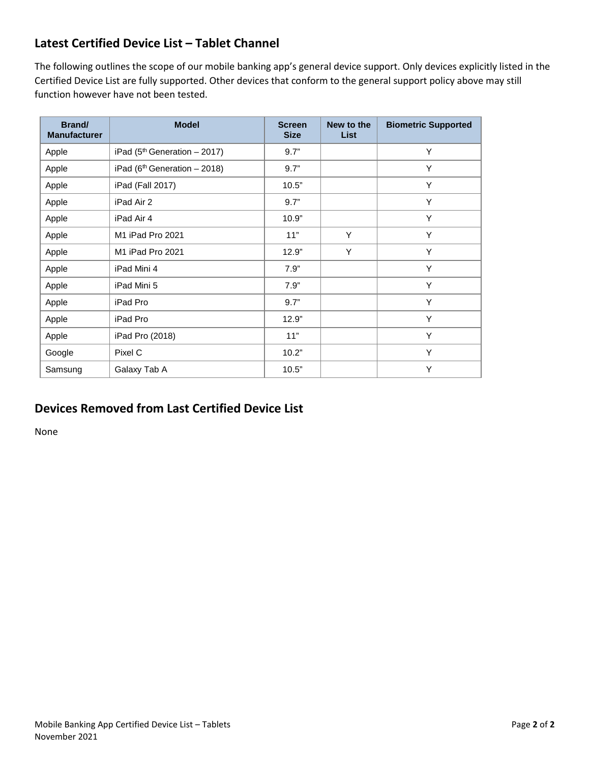## Latest Certified Device List – Tablet Channel

The following outlines the scope of our mobile banking app's general device support. Only devices explicitly listed in the Certified Device List are fully supported. Other devices that conform to the general support policy above may still function however have not been tested.

| Brand/ Manufacturer | Model | Screen Size | New to the List | Biometric Supported |
|---|---|---|---|---|
| Apple | iPad (5th Generation – 2017) | 9.7" | | Y |
| Apple | iPad (6th Generation – 2018) | 9.7" | | Y |
| Apple | iPad (Fall 2017) | 10.5" | | Y |
| Apple | iPad Air 2 | 9.7" | | Y |
| Apple | iPad Air 4 | 10.9" | | Y |
| Apple | M1 iPad Pro 2021 | 11" | Y | Y |
| Apple | M1 iPad Pro 2021 | 12.9" | Y | Y |
| Apple | iPad Mini 4 | 7.9" | | Y |
| Apple | iPad Mini 5 | 7.9" | | Y |
| Apple | iPad Pro | 9.7" | | Y |
| Apple | iPad Pro | 12.9" | | Y |
| Apple | iPad Pro (2018) | 11" | | Y |
| Google | Pixel C | 10.2" | | Y |
| Samsung | Galaxy Tab A | 10.5" | | Y |

## Devices Removed from Last Certified Device List

None

Mobile Banking App Certified Device List – Tablets
November 2021